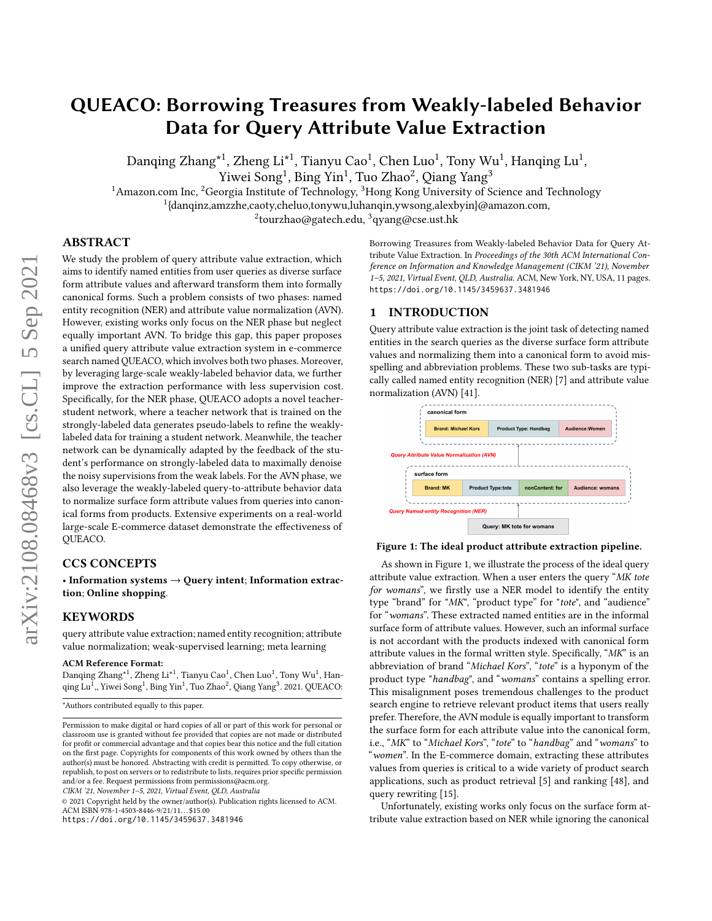# QUEACO: Borrowing Treasures from Weakly-labeled Behavior Data for Query Attribute Value Extraction

Danqing Zhang*[1], Zheng Li*[1], Tianyu Cao[1], Chen Luo[1], Tony Wu[1], Hanqing Lu[1], Yiwei Song[1], Bing Yin[1], Tuo Zhao[2], Qiang Yang[3]

[1]Amazon.com Inc, [2]Georgia Institute of Technology, [3]Hong Kong University of Science and Technology

[1]{danqinz,amzzhe,caoty,cheluo,tonywu,luhanqin,ywsong,alexbyin}@amazon.com,

[2]tourzhao@gatech.edu, [3]qyang@cse.ust.hk

## ABSTRACT

We study the problem of query attribute value extraction, which aims to identify named entities from user queries as diverse surface form attribute values and afterward transform them into formally canonical forms. Such a problem consists of two phases: named entity recognition (NER) and attribute value normalization (AVN). However, existing works only focus on the NER phase but neglect equally important AVN. To bridge this gap, this paper proposes a unified query attribute value extraction system in e-commerce search named QUEACO, which involves both two phases. Moreover, by leveraging large-scale weakly-labeled behavior data, we further improve the extraction performance with less supervision cost. Specifically, for the NER phase, QUEACO adopts a novel teacher-student network, where a teacher network that is trained on the strongly-labeled data generates pseudo-labels to refine the weakly-labeled data for training a student network. Meanwhile, the teacher network can be dynamically adapted by the feedback of the student's performance on strongly-labeled data to maximally denoise the noisy supervisions from the weak labels. For the AVN phase, we also leverage the weakly-labeled query-to-attribute behavior data to normalize surface form attribute values from queries into canonical forms from products. Extensive experiments on a real-world large-scale E-commerce dataset demonstrate the effectiveness of QUEACO.

## CCS CONCEPTS

• **Information systems** → **Query intent**; **Information extraction**; **Online shopping**.

## KEYWORDS

query attribute value extraction; named entity recognition; attribute value normalization; weak-supervised learning; meta learning

**ACM Reference Format:**

Danqing Zhang*[1], Zheng Li*[1], Tianyu Cao[1], Chen Luo[1], Tony Wu[1], Hanqing Lu[1],, Yiwei Song[1], Bing Yin[1], Tuo Zhao[2], Qiang Yang[3]. 2021. QUEACO: Borrowing Treasures from Weakly-labeled Behavior Data for Query Attribute Value Extraction. In *Proceedings of the 30th ACM International Conference on Information and Knowledge Management (CIKM '21), November 1–5, 2021, Virtual Event, QLD, Australia.* ACM, New York, NY, USA, 11 pages. https://doi.org/10.1145/3459637.3481946

*Authors contributed equally to this paper.

Permission to make digital or hard copies of all or part of this work for personal or classroom use is granted without fee provided that copies are not made or distributed for profit or commercial advantage and that copies bear this notice and the full citation on the first page. Copyrights for components of this work owned by others than the author(s) must be honored. Abstracting with credit is permitted. To copy otherwise, or republish, to post on servers or to redistribute to lists, requires prior specific permission and/or a fee. Request permissions from permissions@acm.org.

*CIKM '21, November 1–5, 2021, Virtual Event, QLD, Australia*

© 2021 Copyright held by the owner/author(s). Publication rights licensed to ACM.
ACM ISBN 978-1-4503-8446-9/21/11...$15.00
https://doi.org/10.1145/3459637.3481946

## 1 INTRODUCTION

Query attribute value extraction is the joint task of detecting named entities in the search queries as the diverse surface form attribute values and normalizing them into a canonical form to avoid misspelling and abbreviation problems. These two sub-tasks are typically called named entity recognition (NER) [7] and attribute value normalization (AVN) [41].

canonical form: Brand: Michael Kors | Product Type: Handbag | Audience:Women

Query Attribute Value Normalization (AVN)

surface form: Brand: MK | Product Type:tote | nonContent: for | Audience: womans

Query Named-entity Recognition (NER)

Query: MK tote for womans

**Figure 1: The ideal product attribute extraction pipeline.**

As shown in Figure 1, we illustrate the process of the ideal query attribute value extraction. When a user enters the query "*MK tote for womans*", we firstly use a NER model to identify the entity type "brand" for "*MK*", "product type" for "*tote*", and "audience" for "*womans*". These extracted named entities are in the informal surface form of attribute values. However, such an informal surface is not accordant with the products indexed with canonical form attribute values in the formal written style. Specifically, "*MK*" is an abbreviation of brand "*Michael Kors*", "*tote*" is a hyponym of the product type "*handbag*", and "*womans*" contains a spelling error. This misalignment poses tremendous challenges to the product search engine to retrieve relevant product items that users really prefer. Therefore, the AVN module is equally important to transform the surface form for each attribute value into the canonical form, i.e., "*MK*" to "*Michael Kors*", "*tote*" to "*handbag*" and "*womans*" to "*women*". In the E-commerce domain, extracting these attributes values from queries is critical to a wide variety of product search applications, such as product retrieval [5] and ranking [48], and query rewriting [15].

Unfortunately, existing works only focus on the surface form attribute value extraction based on NER while ignoring the canonical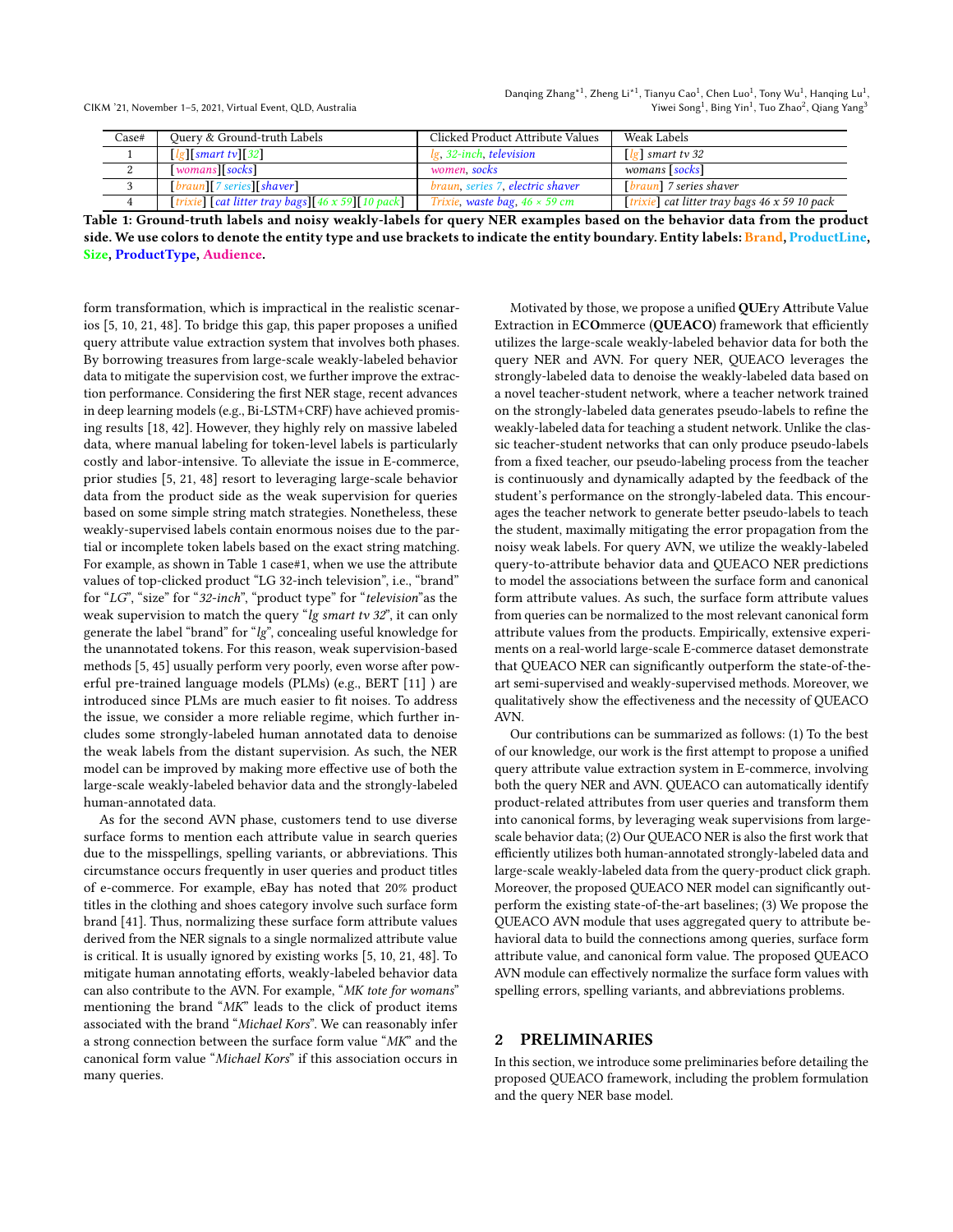| Case# | Query & Ground-truth Labels | Clicked Product Attribute Values | Weak Labels |
|---|---|---|---|
| 1 | [*lg*][*smart tv*][*32*] | *lg*, *32-inch*, *television* | [*lg*] *smart tv 32* |
| 2 | [*womans*][*socks*] | *women*, *socks* | *womans* [*socks*] |
| 3 | [*braun*][*7 series*][*shaver*] | *braun*, *series 7*, *electric shaver* | [*braun*] *7 series shaver* |
| 4 | [*trixie*] [*cat litter tray bags*][*46 x 59*][*10 pack*] | *Trixie*, *waste bag*, *46 × 59 cm* | [*trixie*] *cat litter tray bags 46 x 59 10 pack* |

**Table 1: Ground-truth labels and noisy weakly-labels for query NER examples based on the behavior data from the product side. We use colors to denote the entity type and use brackets to indicate the entity boundary. Entity labels: Brand, ProductLine, Size, ProductType, Audience.**

form transformation, which is impractical in the realistic scenarios [5, 10, 21, 48]. To bridge this gap, this paper proposes a unified query attribute value extraction system that involves both phases. By borrowing treasures from large-scale weakly-labeled behavior data to mitigate the supervision cost, we further improve the extraction performance. Considering the first NER stage, recent advances in deep learning models (e.g., Bi-LSTM+CRF) have achieved promising results [18, 42]. However, they highly rely on massive labeled data, where manual labeling for token-level labels is particularly costly and labor-intensive. To alleviate the issue in E-commerce, prior studies [5, 21, 48] resort to leveraging large-scale behavior data from the product side as the weak supervision for queries based on some simple string match strategies. Nonetheless, these weakly-supervised labels contain enormous noises due to the partial or incomplete token labels based on the exact string matching. For example, as shown in Table 1 case#1, when we use the attribute values of top-clicked product "LG 32-inch television", i.e., "brand" for "*LG*", "size" for "*32-inch*", "product type" for "*television*"as the weak supervision to match the query "*lg smart tv 32*", it can only generate the label "brand" for "*lg*", concealing useful knowledge for the unannotated tokens. For this reason, weak supervision-based methods [5, 45] usually perform very poorly, even worse after powerful pre-trained language models (PLMs) (e.g., BERT [11] ) are introduced since PLMs are much easier to fit noises. To address the issue, we consider a more reliable regime, which further includes some strongly-labeled human annotated data to denoise the weak labels from the distant supervision. As such, the NER model can be improved by making more effective use of both the large-scale weakly-labeled behavior data and the strongly-labeled human-annotated data.

As for the second AVN phase, customers tend to use diverse surface forms to mention each attribute value in search queries due to the misspellings, spelling variants, or abbreviations. This circumstance occurs frequently in user queries and product titles of e-commerce. For example, eBay has noted that 20% product titles in the clothing and shoes category involve such surface form brand [41]. Thus, normalizing these surface form attribute values derived from the NER signals to a single normalized attribute value is critical. It is usually ignored by existing works [5, 10, 21, 48]. To mitigate human annotating efforts, weakly-labeled behavior data can also contribute to the AVN. For example, "*MK tote for womans*" mentioning the brand "*MK*" leads to the click of product items associated with the brand "*Michael Kors*". We can reasonably infer a strong connection between the surface form value "*MK*" and the canonical form value "*Michael Kors*" if this association occurs in many queries.

Motivated by those, we propose a unified **QUE**ry **A**ttribute Value Extraction in **ECO**mmerce (**QUEACO**) framework that efficiently utilizes the large-scale weakly-labeled behavior data for both the query NER and AVN. For query NER, QUEACO leverages the strongly-labeled data to denoise the weakly-labeled data based on a novel teacher-student network, where a teacher network trained on the strongly-labeled data generates pseudo-labels to refine the weakly-labeled data for teaching a student network. Unlike the classic teacher-student networks that can only produce pseudo-labels from a fixed teacher, our pseudo-labeling process from the teacher is continuously and dynamically adapted by the feedback of the student's performance on the strongly-labeled data. This encourages the teacher network to generate better pseudo-labels to teach the student, maximally mitigating the error propagation from the noisy weak labels. For query AVN, we utilize the weakly-labeled query-to-attribute behavior data and QUEACO NER predictions to model the associations between the surface form and canonical form attribute values. As such, the surface form attribute values from queries can be normalized to the most relevant canonical form attribute values from the products. Empirically, extensive experiments on a real-world large-scale E-commerce dataset demonstrate that QUEACO NER can significantly outperform the state-of-the-art semi-supervised and weakly-supervised methods. Moreover, we qualitatively show the effectiveness and the necessity of QUEACO AVN.

Our contributions can be summarized as follows: (1) To the best of our knowledge, our work is the first attempt to propose a unified query attribute value extraction system in E-commerce, involving both the query NER and AVN. QUEACO can automatically identify product-related attributes from user queries and transform them into canonical forms, by leveraging weak supervisions from large-scale behavior data; (2) Our QUEACO NER is also the first work that efficiently utilizes both human-annotated strongly-labeled data and large-scale weakly-labeled data from the query-product click graph. Moreover, the proposed QUEACO NER model can significantly outperform the existing state-of-the-art baselines; (3) We propose the QUEACO AVN module that uses aggregated query to attribute behavioral data to build the connections among queries, surface form attribute value, and canonical form value. The proposed QUEACO AVN module can effectively normalize the surface form values with spelling errors, spelling variants, and abbreviations problems.

## 2 PRELIMINARIES

In this section, we introduce some preliminaries before detailing the proposed QUEACO framework, including the problem formulation and the query NER base model.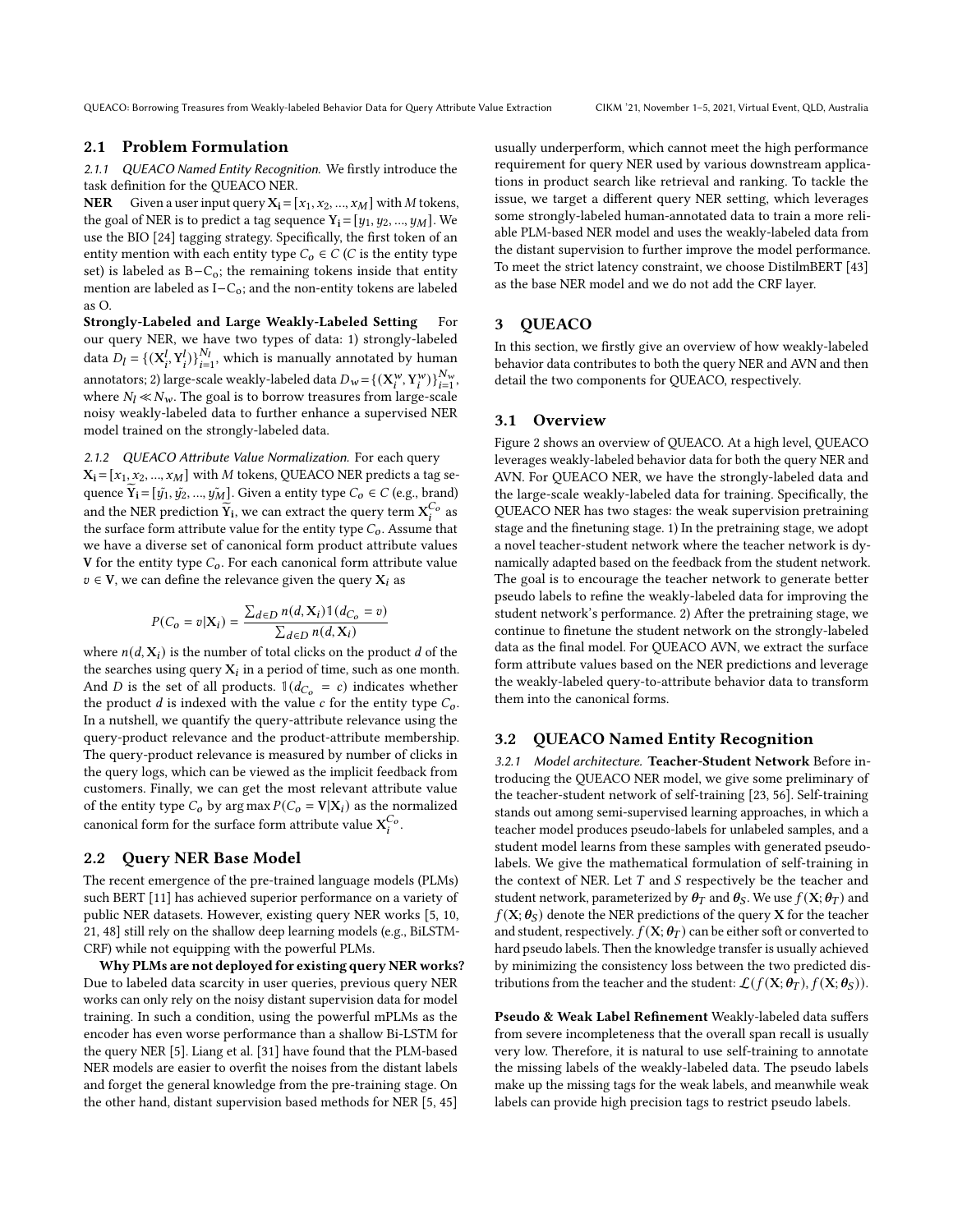## 2.1 Problem Formulation

*2.1.1 QUEACO Named Entity Recognition.* We firstly introduce the task definition for the QUEACO NER.

**NER** Given a user input query $\mathbf{X_i} = [x_1, x_2, ..., x_M]$ with $M$ tokens, the goal of NER is to predict a tag sequence $\mathbf{Y_i} = [y_1, y_2, ..., y_M]$. We use the BIO [24] tagging strategy. Specifically, the first token of an entity mention with each entity type $C_o \in C$ ($C$ is the entity type set) is labeled as $\mathrm{B}-\mathrm{C_o}$; the remaining tokens inside that entity mention are labeled as $\mathrm{I}-\mathrm{C_o}$; and the non-entity tokens are labeled as O.

**Strongly-Labeled and Large Weakly-Labeled Setting** For our query NER, we have two types of data: 1) strongly-labeled data $D_l = \{(\mathbf{X}_i^l, \mathbf{Y}_i^l)\}_{i=1}^{N_l}$, which is manually annotated by human annotators; 2) large-scale weakly-labeled data $D_w = \{(\mathbf{X}_i^w, \mathbf{Y}_i^w)\}_{i=1}^{N_w}$, where $N_l \ll N_w$. The goal is to borrow treasures from large-scale noisy weakly-labeled data to further enhance a supervised NER model trained on the strongly-labeled data.

*2.1.2 QUEACO Attribute Value Normalization.* For each query $\mathbf{X_i} = [x_1, x_2, ..., x_M]$ with $M$ tokens, QUEACO NER predicts a tag sequence $\widetilde{\mathbf{Y}}_\mathbf{i} = [\tilde{y_1}, \tilde{y_2}, ..., \tilde{y_M}]$. Given a entity type $C_o \in C$ (e.g., brand) and the NER prediction $\widetilde{\mathbf{Y}}_\mathbf{i}$, we can extract the query term $\mathbf{X}_i^{C_o}$ as the surface form attribute value for the entity type $C_o$. Assume that we have a diverse set of canonical form product attribute values $\mathbf{V}$ for the entity type $C_o$. For each canonical form attribute value $v \in \mathbf{V}$, we can define the relevance given the query $\mathbf{X}_i$ as

$$P(C_o = v|\mathbf{X}_i) = \frac{\sum_{d \in D} n(d, \mathbf{X}_i) \mathbb{1}(d_{C_o} = v)}{\sum_{d \in D} n(d, \mathbf{X}_i)}$$

where $n(d, \mathbf{X}_i)$ is the number of total clicks on the product $d$ of the the searches using query $\mathbf{X}_i$ in a period of time, such as one month. And $D$ is the set of all products. $\mathbb{1}(d_{C_o} = c)$ indicates whether the product $d$ is indexed with the value $c$ for the entity type $C_o$. In a nutshell, we quantify the query-attribute relevance using the query-product relevance and the product-attribute membership. The query-product relevance is measured by number of clicks in the query logs, which can be viewed as the implicit feedback from customers. Finally, we can get the most relevant attribute value of the entity type $C_o$ by $\arg\max P(C_o = \mathbf{V}|\mathbf{X}_i)$ as the normalized canonical form for the surface form attribute value $\mathbf{X}_i^{C_o}$.

## 2.2 Query NER Base Model

The recent emergence of the pre-trained language models (PLMs) such BERT [11] has achieved superior performance on a variety of public NER datasets. However, existing query NER works [5, 10, 21, 48] still rely on the shallow deep learning models (e.g., BiLSTM-CRF) while not equipping with the powerful PLMs.

**Why PLMs are not deployed for existing query NER works?** Due to labeled data scarcity in user queries, previous query NER works can only rely on the noisy distant supervision data for model training. In such a condition, using the powerful mPLMs as the encoder has even worse performance than a shallow Bi-LSTM for the query NER [5]. Liang et al. [31] have found that the PLM-based NER models are easier to overfit the noises from the distant labels and forget the general knowledge from the pre-training stage. On the other hand, distant supervision based methods for NER [5, 45] usually underperform, which cannot meet the high performance requirement for query NER used by various downstream applications in product search like retrieval and ranking. To tackle the issue, we target a different query NER setting, which leverages some strongly-labeled human-annotated data to train a more reliable PLM-based NER model and uses the weakly-labeled data from the distant supervision to further improve the model performance. To meet the strict latency constraint, we choose DistilmBERT [43] as the base NER model and we do not add the CRF layer.

# 3 QUEACO

In this section, we firstly give an overview of how weakly-labeled behavior data contributes to both the query NER and AVN and then detail the two components for QUEACO, respectively.

## 3.1 Overview

Figure 2 shows an overview of QUEACO. At a high level, QUEACO leverages weakly-labeled behavior data for both the query NER and AVN. For QUEACO NER, we have the strongly-labeled data and the large-scale weakly-labeled data for training. Specifically, the QUEACO NER has two stages: the weak supervision pretraining stage and the finetuning stage. 1) In the pretraining stage, we adopt a novel teacher-student network where the teacher network is dynamically adapted based on the feedback from the student network. The goal is to encourage the teacher network to generate better pseudo labels to refine the weakly-labeled data for improving the student network's performance. 2) After the pretraining stage, we continue to finetune the student network on the strongly-labeled data as the final model. For QUEACO AVN, we extract the surface form attribute values based on the NER predictions and leverage the weakly-labeled query-to-attribute behavior data to transform them into the canonical forms.

## 3.2 QUEACO Named Entity Recognition

*3.2.1 Model architecture.* **Teacher-Student Network** Before introducing the QUEACO NER model, we give some preliminary of the teacher-student network of self-training [23, 56]. Self-training stands out among semi-supervised learning approaches, in which a teacher model produces pseudo-labels for unlabeled samples, and a student model learns from these samples with generated pseudo-labels. We give the mathematical formulation of self-training in the context of NER. Let $T$ and $S$ respectively be the teacher and student network, parameterized by $\boldsymbol{\theta}_T$ and $\boldsymbol{\theta}_S$. We use $f(\mathbf{X}; \boldsymbol{\theta}_T)$ and $f(\mathbf{X}; \boldsymbol{\theta}_S)$ denote the NER predictions of the query $\mathbf{X}$ for the teacher and student, respectively. $f(\mathbf{X}; \boldsymbol{\theta}_T)$ can be either soft or converted to hard pseudo labels. Then the knowledge transfer is usually achieved by minimizing the consistency loss between the two predicted distributions from the teacher and the student: $\mathcal{L}(f(\mathbf{X}; \boldsymbol{\theta}_T), f(\mathbf{X}; \boldsymbol{\theta}_S))$.

**Pseudo & Weak Label Refinement** Weakly-labeled data suffers from severe incompleteness that the overall span recall is usually very low. Therefore, it is natural to use self-training to annotate the missing labels of the weakly-labeled data. The pseudo labels make up the missing tags for the weak labels, and meanwhile weak labels can provide high precision tags to restrict pseudo labels.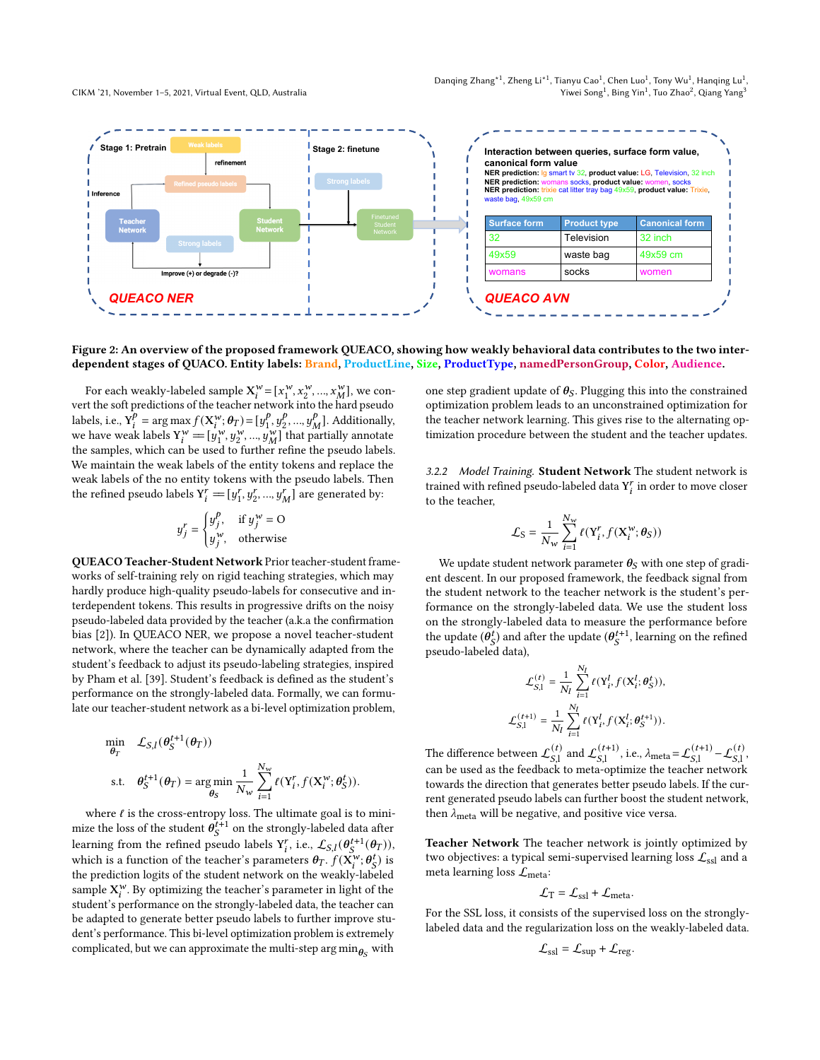Figure 2: An overview of the proposed framework QUEACO, showing how weakly behavioral data contributes to the two interdependent stages of QUACO. Entity labels: Brand, ProductLine, Size, ProductType, namedPersonGroup, Color, Audience.

For each weakly-labeled sample $\mathbf{X}_i^w = [x_1^w, x_2^w, ..., x_M^w]$, we convert the soft predictions of the teacher network into the hard pseudo labels, i.e., $\mathbf{Y}_i^p = \arg\max f(\mathbf{X}_i^w; \theta_T) = [y_1^p, y_2^p, ..., y_M^p]$. Additionally, we have weak labels $\mathbf{Y}_i^w = [y_1^w, y_2^w, ..., y_M^w]$ that partially annotate the samples, which can be used to further refine the pseudo labels. We maintain the weak labels of the entity tokens and replace the weak labels of the no entity tokens with the pseudo labels. Then the refined pseudo labels $\mathbf{Y}_i^r = [y_1^r, y_2^r, ..., y_M^r]$ are generated by:

$$y_j^r = \begin{cases} y_j^p, & \text{if } y_j^w = \text{O} \\ y_j^w, & \text{otherwise} \end{cases}$$

**QUEACO Teacher-Student Network** Prior teacher-student frameworks of self-training rely on rigid teaching strategies, which may hardly produce high-quality pseudo-labels for consecutive and interdependent tokens. This results in progressive drifts on the noisy pseudo-labeled data provided by the teacher (a.k.a the confirmation bias [2]). In QUEACO NER, we propose a novel teacher-student network, where the teacher can be dynamically adapted from the student's feedback to adjust its pseudo-labeling strategies, inspired by Pham et al. [39]. Student's feedback is defined as the student's performance on the strongly-labeled data. Formally, we can formulate our teacher-student network as a bi-level optimization problem,

$$\min_{\theta_T} \quad \mathcal{L}_{S,l}(\theta_S^{t+1}(\theta_T))$$

$$\text{s.t.} \quad \theta_S^{t+1}(\theta_T) = \arg\min_{\theta_S} \frac{1}{N_w}\sum_{i=1}^{N_w} \ell(\mathbf{Y}_i^r, f(\mathbf{X}_i^w; \theta_S^t)).$$

where $\ell$ is the cross-entropy loss. The ultimate goal is to minimize the loss of the student $\theta_S^{t+1}$ on the strongly-labeled data after learning from the refined pseudo labels $\mathbf{Y}_i^r$, i.e., $\mathcal{L}_{S,l}(\theta_S^{t+1}(\theta_T))$, which is a function of the teacher's parameters $\theta_T$. $f(\mathbf{X}_i^w; \theta_S^t)$ is the prediction logits of the student network on the weakly-labeled sample $\mathbf{X}_i^w$. By optimizing the teacher's parameter in light of the student's performance on the strongly-labeled data, the teacher can be adapted to generate better pseudo labels to further improve student's performance. This bi-level optimization problem is extremely complicated, but we can approximate the multi-step $\arg\min_{\theta_S}$ with one step gradient update of $\theta_S$. Plugging this into the constrained optimization problem leads to an unconstrained optimization for the teacher network learning. This gives rise to the alternating optimization procedure between the student and the teacher updates.

*3.2.2 Model Training.* **Student Network** The student network is trained with refined pseudo-labeled data $\mathbf{Y}_i^r$ in order to move closer to the teacher,

$$\mathcal{L}_\text{S} = \frac{1}{N_w}\sum_{i=1}^{N_w} \ell(\mathbf{Y}_i^r, f(\mathbf{X}_i^w; \theta_S))$$

We update student network parameter $\theta_S$ with one step of gradient descent. In our proposed framework, the feedback signal from the student network to the teacher network is the student's performance on the strongly-labeled data. We use the student loss on the strongly-labeled data to measure the performance before the update ($\theta_S^t$) and after the update ($\theta_S^{t+1}$, learning on the refined pseudo-labeled data),

$$\mathcal{L}_{S,l}^{(t)} = \frac{1}{N_l}\sum_{i=1}^{N_l} \ell(\mathbf{Y}_i^l, f(\mathbf{X}_i^l; \theta_S^t)),$$

$$\mathcal{L}_{S,l}^{(t+1)} = \frac{1}{N_l}\sum_{i=1}^{N_l} \ell(\mathbf{Y}_i^l, f(\mathbf{X}_i^l; \theta_S^{t+1})).$$

The difference between $\mathcal{L}_{S,l}^{(t)}$ and $\mathcal{L}_{S,l}^{(t+1)}$, i.e., $\lambda_\text{meta} = \mathcal{L}_{S,l}^{(t+1)} - \mathcal{L}_{S,l}^{(t)}$, can be used as the feedback to meta-optimize the teacher network towards the direction that generates better pseudo labels. If the current generated pseudo labels can further boost the student network, then $\lambda_\text{meta}$ will be negative, and positive vice versa.

**Teacher Network** The teacher network is jointly optimized by two objectives: a typical semi-supervised learning loss $\mathcal{L}_\text{ssl}$ and a meta learning loss $\mathcal{L}_\text{meta}$:

$$\mathcal{L}_\text{T} = \mathcal{L}_\text{ssl} + \mathcal{L}_\text{meta}.$$

For the SSL loss, it consists of the supervised loss on the strongly-labeled data and the regularization loss on the weakly-labeled data.

$$\mathcal{L}_\text{ssl} = \mathcal{L}_\text{sup} + \mathcal{L}_\text{reg}.$$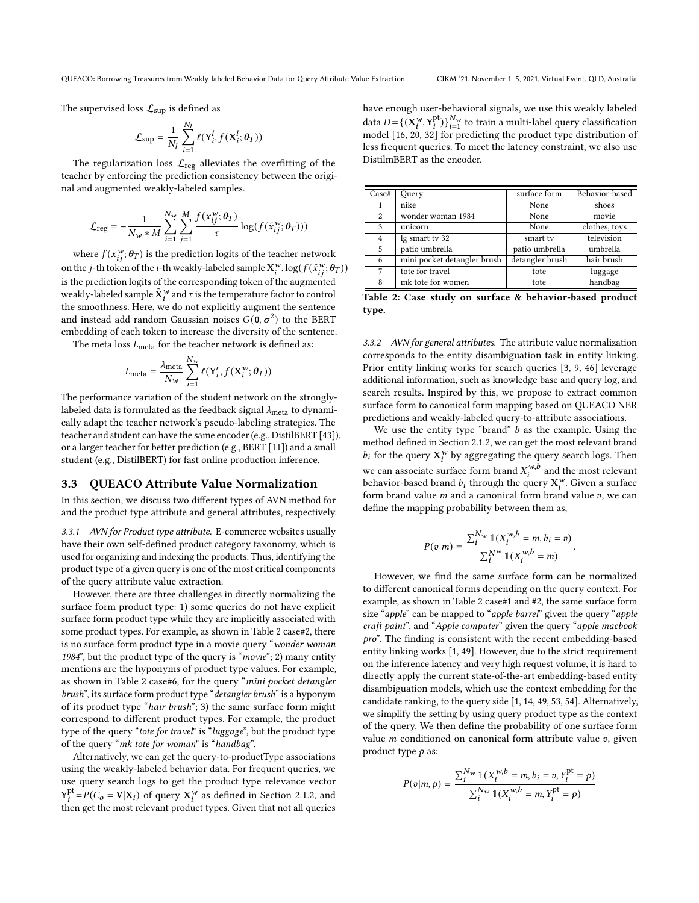The supervised loss $\mathcal{L}_{\text{sup}}$ is defined as

$$\mathcal{L}_{\text{sup}} = \frac{1}{N_l}\sum_{i=1}^{N_l} \ell(\mathbf{Y}_i^l, f(\mathbf{X}_i^l; \boldsymbol{\theta}_T))$$

The regularization loss $\mathcal{L}_{\text{reg}}$ alleviates the overfitting of the teacher by enforcing the prediction consistency between the original and augmented weakly-labeled samples.

$$\mathcal{L}_{\text{reg}} = -\frac{1}{N_w * M}\sum_{i=1}^{N_w}\sum_{j=1}^{M}\frac{f(x_{ij}^w; \boldsymbol{\theta}_T)}{\tau}\log(f(\tilde{x}_{ij}^w; \boldsymbol{\theta}_T)))$$

where $f(x_{ij}^w; \boldsymbol{\theta}_T)$ is the prediction logits of the teacher network on the $j$-th token of the $i$-th weakly-labeled sample $\mathbf{X}_i^w$. $\log(f(\tilde{x}_{ij}^w; \boldsymbol{\theta}_T))$ is the prediction logits of the corresponding token of the augmented weakly-labeled sample $\tilde{\mathbf{X}}_i^w$ and $\tau$ is the temperature factor to control the smoothness. Here, we do not explicitly augment the sentence and instead add random Gaussian noises $G(\mathbf{0}, \boldsymbol{\sigma}^2)$ to the BERT embedding of each token to increase the diversity of the sentence.

The meta loss $L_{\text{meta}}$ for the teacher network is defined as:

$$L_{\text{meta}} = \frac{\lambda_{\text{meta}}}{N_w}\sum_{i=1}^{N_w} \ell(\mathbf{Y}_i^r, f(\mathbf{X}_i^w; \boldsymbol{\theta}_T))$$

The performance variation of the student network on the strongly-labeled data is formulated as the feedback signal $\lambda_{\text{meta}}$ to dynamically adapt the teacher network's pseudo-labeling strategies. The teacher and student can have the same encoder (e.g., DistilBERT [43]), or a larger teacher for better prediction (e.g., BERT [11]) and a small student (e.g., DistilBERT) for fast online production inference.

## 3.3 QUEACO Attribute Value Normalization

In this section, we discuss two different types of AVN method for and the product type attribute and general attributes, respectively.

### 3.3.1 AVN for Product type attribute.

E-commerce websites usually have their own self-defined product category taxonomy, which is used for organizing and indexing the products. Thus, identifying the product type of a given query is one of the most critical components of the query attribute value extraction.

However, there are three challenges in directly normalizing the surface form product type: 1) some queries do not have explicit surface form product type while they are implicitly associated with some product types. For example, as shown in Table 2 case#2, there is no surface form product type in a movie query "*wonder woman 1984*", but the product type of the query is "*movie*"; 2) many entity mentions are the hyponyms of product type values. For example, as shown in Table 2 case#6, for the query "*mini pocket detangler brush*", its surface form product type "*detangler brush*" is a hyponym of its product type "*hair brush*"; 3) the same surface form might correspond to different product types. For example, the product type of the query "*tote for travel*" is "*luggage*", but the product type of the query "*mk tote for woman*" is "*handbag*".

Alternatively, we can get the query-to-productType associations using the weakly-labeled behavior data. For frequent queries, we use query search logs to get the product type relevance vector $\mathbf{Y}_i^{\text{pt}} = P(C_o = \mathbf{V}|\mathbf{X}_i)$ of query $\mathbf{X}_i^w$ as defined in Section 2.1.2, and then get the most relevant product types. Given that not all queries have enough user-behavioral signals, we use this weakly labeled data $D = \{(\mathbf{X}_i^w, \mathbf{Y}_i^{\text{pt}})\}_{i=1}^{N_w}$ to train a multi-label query classification model [16, 20, 32] for predicting the product type distribution of less frequent queries. To meet the latency constraint, we also use DistilmBERT as the encoder.

| Case# | Query | surface form | Behavior-based |
|---|---|---|---|
| 1 | nike | None | shoes |
| 2 | wonder woman 1984 | None | movie |
| 3 | unicorn | None | clothes, toys |
| 4 | lg smart tv 32 | smart tv | television |
| 5 | patio umbrella | patio umbrella | umbrella |
| 6 | mini pocket detangler brush | detangler brush | hair brush |
| 7 | tote for travel | tote | luggage |
| 8 | mk tote for women | tote | handbag |

**Table 2: Case study on surface & behavior-based product type.**

### 3.3.2 AVN for general attributes.

The attribute value normalization corresponds to the entity disambiguation task in entity linking. Prior entity linking works for search queries [3, 9, 46] leverage additional information, such as knowledge base and query log, and search results. Inspired by this, we propose to extract common surface form to canonical form mapping based on QUEACO NER predictions and weakly-labeled query-to-attribute associations.

We use the entity type "brand" $b$ as the example. Using the method defined in Section 2.1.2, we can get the most relevant brand $b_i$ for the query $\mathbf{X}_i^w$ by aggregating the query search logs. Then we can associate surface form brand $X_i^{w,b}$ and the most relevant behavior-based brand $b_i$ through the query $\mathbf{X}_i^w$. Given a surface form brand value $m$ and a canonical form brand value $v$, we can define the mapping probability between them as,

$$P(v|m) = \frac{\sum_i^{N_w} \mathbb{1}(X_i^{w,b} = m, b_i = v)}{\sum_i^{N^w} \mathbb{1}(X_i^{w,b} = m)}.$$

However, we find the same surface form can be normalized to different canonical forms depending on the query context. For example, as shown in Table 2 case#1 and #2, the same surface form size "*apple*" can be mapped to "*apple barrel*" given the query "*apple craft paint*", and "*Apple computer*" given the query "*apple macbook pro*". The finding is consistent with the recent embedding-based entity linking works [1, 49]. However, due to the strict requirement on the inference latency and very high request volume, it is hard to directly apply the current state-of-the-art embedding-based entity disambiguation models, which use the context embedding for the candidate ranking, to the query side [1, 14, 49, 53, 54]. Alternatively, we simplify the setting by using query product type as the context of the query. We then define the probability of one surface form value $m$ conditioned on canonical form attribute value $v$, given product type $p$ as:

$$P(v|m, p) = \frac{\sum_i^{N_w} \mathbb{1}(X_i^{w,b} = m, b_i = v, Y_i^{\text{pt}} = p)}{\sum_i^{N_w} \mathbb{1}(X_i^{w,b} = m, Y_i^{\text{pt}} = p)}$$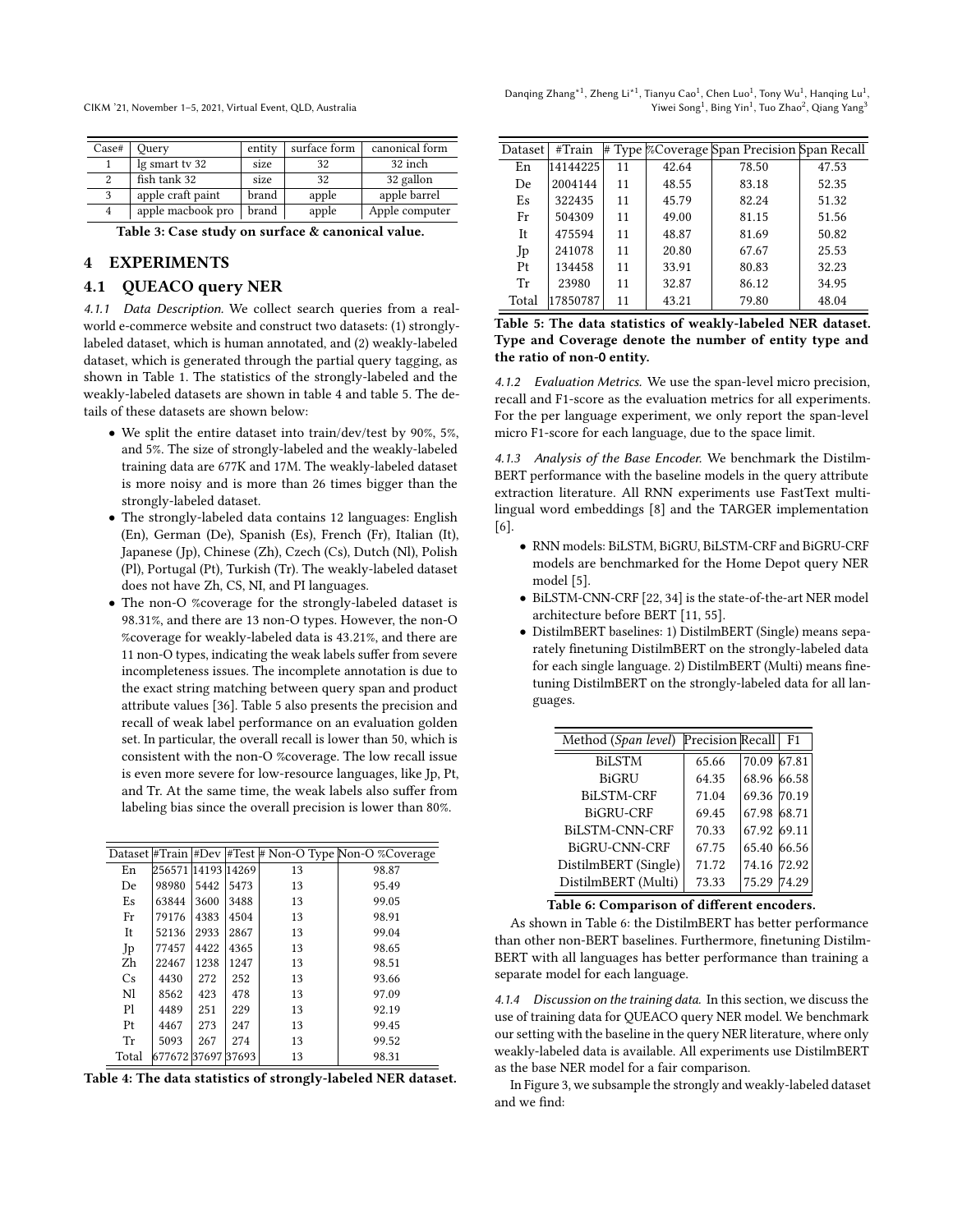| Case# | Query | entity | surface form | canonical form |
|---|---|---|---|---|
| 1 | lg smart tv 32 | size | 32 | 32 inch |
| 2 | fish tank 32 | size | 32 | 32 gallon |
| 3 | apple craft paint | brand | apple | apple barrel |
| 4 | apple macbook pro | brand | apple | Apple computer |

**Table 3: Case study on surface & canonical value.**

## 4 EXPERIMENTS

### 4.1 QUEACO query NER

*4.1.1 Data Description.* We collect search queries from a real-world e-commerce website and construct two datasets: (1) strongly-labeled dataset, which is human annotated, and (2) weakly-labeled dataset, which is generated through the partial query tagging, as shown in Table 1. The statistics of the strongly-labeled and the weakly-labeled datasets are shown in table 4 and table 5. The details of these datasets are shown below:

- We split the entire dataset into train/dev/test by 90%, 5%, and 5%. The size of strongly-labeled and the weakly-labeled training data are 677K and 17M. The weakly-labeled dataset is more noisy and is more than 26 times bigger than the strongly-labeled dataset.
- The strongly-labeled data contains 12 languages: English (En), German (De), Spanish (Es), French (Fr), Italian (It), Japanese (Jp), Chinese (Zh), Czech (Cs), Dutch (Nl), Polish (Pl), Portugal (Pt), Turkish (Tr). The weakly-labeled dataset does not have Zh, CS, NI, and PI languages.
- The non-O %coverage for the strongly-labeled dataset is 98.31%, and there are 13 non-O types. However, the non-O %coverage for weakly-labeled data is 43.21%, and there are 11 non-O types, indicating the weak labels suffer from severe incompleteness issues. The incomplete annotation is due to the exact string matching between query span and product attribute values [36]. Table 5 also presents the precision and recall of weak label performance on an evaluation golden set. In particular, the overall recall is lower than 50, which is consistent with the non-O %coverage. The low recall issue is even more severe for low-resource languages, like Jp, Pt, and Tr. At the same time, the weak labels also suffer from labeling bias since the overall precision is lower than 80%.

| Dataset | #Train | #Dev | #Test | # Non-O Type | Non-O %Coverage |
|---|---|---|---|---|---|
| En | 256571 | 14193 | 14269 | 13 | 98.87 |
| De | 98980 | 5442 | 5473 | 13 | 95.49 |
| Es | 63844 | 3600 | 3488 | 13 | 99.05 |
| Fr | 79176 | 4383 | 4504 | 13 | 98.91 |
| It | 52136 | 2933 | 2867 | 13 | 99.04 |
| Jp | 77457 | 4422 | 4365 | 13 | 98.65 |
| Zh | 22467 | 1238 | 1247 | 13 | 98.51 |
| Cs | 4430 | 272 | 252 | 13 | 93.66 |
| Nl | 8562 | 423 | 478 | 13 | 97.09 |
| Pl | 4489 | 251 | 229 | 13 | 92.19 |
| Pt | 4467 | 273 | 247 | 13 | 99.45 |
| Tr | 5093 | 267 | 274 | 13 | 99.52 |
| Total | 677672 | 37697 | 37693 | 13 | 98.31 |

**Table 4: The data statistics of strongly-labeled NER dataset.**

| Dataset | #Train | # Type | %Coverage | Span Precision | Span Recall |
|---|---|---|---|---|---|
| En | 14144225 | 11 | 42.64 | 78.50 | 47.53 |
| De | 2004144 | 11 | 48.55 | 83.18 | 52.35 |
| Es | 322435 | 11 | 45.79 | 82.24 | 51.32 |
| Fr | 504309 | 11 | 49.00 | 81.15 | 51.56 |
| It | 475594 | 11 | 48.87 | 81.69 | 50.82 |
| Jp | 241078 | 11 | 20.80 | 67.67 | 25.53 |
| Pt | 134458 | 11 | 33.91 | 80.83 | 32.23 |
| Tr | 23980 | 11 | 32.87 | 86.12 | 34.95 |
| Total | 17850787 | 11 | 43.21 | 79.80 | 48.04 |

**Table 5: The data statistics of weakly-labeled NER dataset. Type and Coverage denote the number of entity type and the ratio of non-O entity.**

*4.1.2 Evaluation Metrics.* We use the span-level micro precision, recall and F1-score as the evaluation metrics for all experiments. For the per language experiment, we only report the span-level micro F1-score for each language, due to the space limit.

*4.1.3 Analysis of the Base Encoder.* We benchmark the DistilmBERT performance with the baseline models in the query attribute extraction literature. All RNN experiments use FastText multilingual word embeddings [8] and the TARGER implementation [6].

- RNN models: BiLSTM, BiGRU, BiLSTM-CRF and BiGRU-CRF models are benchmarked for the Home Depot query NER model [5].
- BiLSTM-CNN-CRF [22, 34] is the state-of-the-art NER model architecture before BERT [11, 55].
- DistilmBERT baselines: 1) DistilmBERT (Single) means separately finetuning DistilmBERT on the strongly-labeled data for each single language. 2) DistilmBERT (Multi) means finetuning DistilmBERT on the strongly-labeled data for all languages.

| Method (*Span level*) | Precision | Recall | F1 |
|---|---|---|---|
| BiLSTM | 65.66 | 70.09 | 67.81 |
| BiGRU | 64.35 | 68.96 | 66.58 |
| BiLSTM-CRF | 71.04 | 69.36 | 70.19 |
| BiGRU-CRF | 69.45 | 67.98 | 68.71 |
| BiLSTM-CNN-CRF | 70.33 | 67.92 | 69.11 |
| BiGRU-CNN-CRF | 67.75 | 65.40 | 66.56 |
| DistilmBERT (Single) | 71.72 | 74.16 | 72.92 |
| DistilmBERT (Multi) | 73.33 | 75.29 | 74.29 |

**Table 6: Comparison of different encoders.**

As shown in Table 6: the DistilmBERT has better performance than other non-BERT baselines. Furthermore, finetuning DistilmBERT with all languages has better performance than training a separate model for each language.

*4.1.4 Discussion on the training data.* In this section, we discuss the use of training data for QUEACO query NER model. We benchmark our setting with the baseline in the query NER literature, where only weakly-labeled data is available. All experiments use DistilmBERT as the base NER model for a fair comparison.

In Figure 3, we subsample the strongly and weakly-labeled dataset and we find: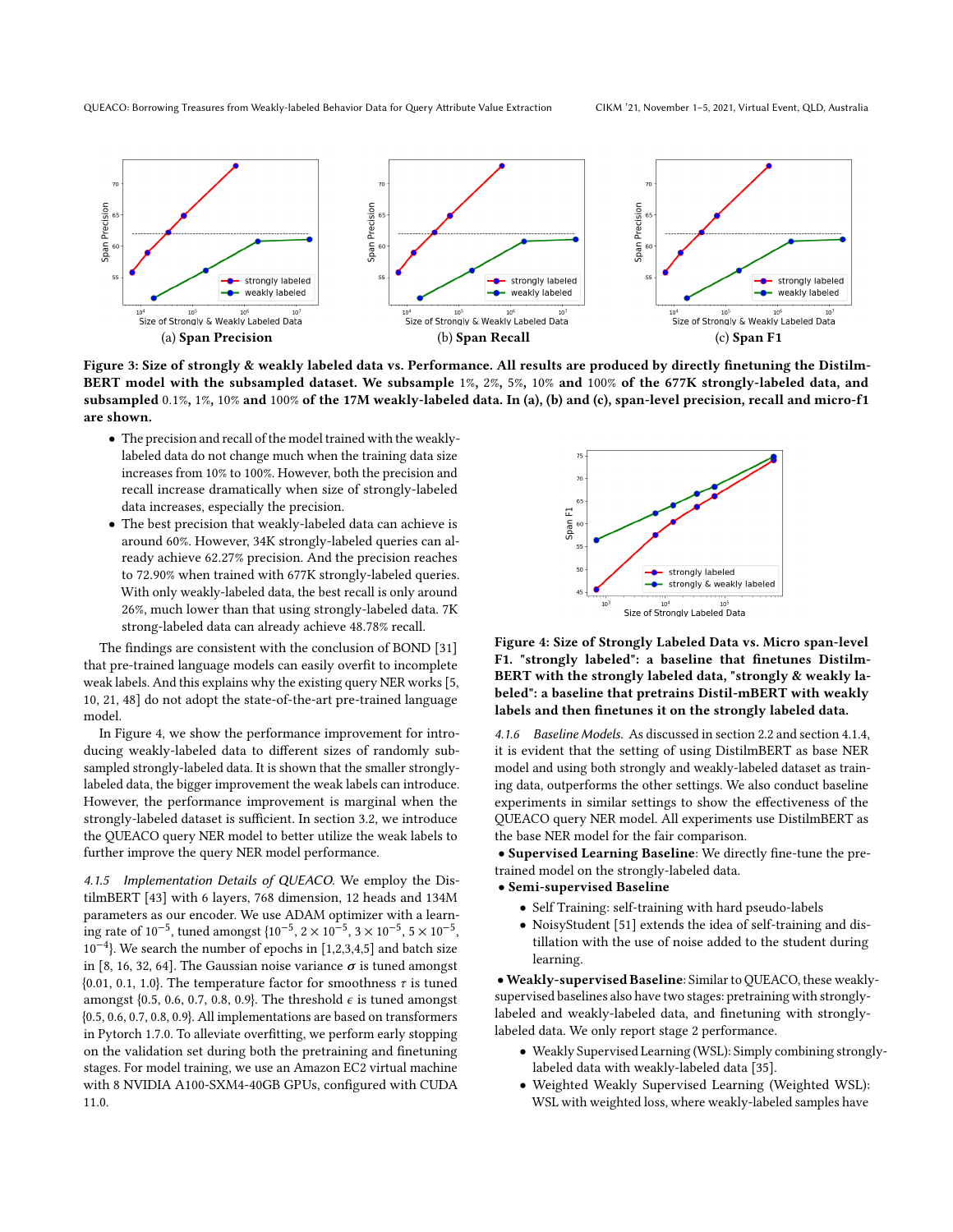(a) **Span Precision** (b) **Span Recall** (c) **Span F1**

**Figure 3: Size of strongly & weakly labeled data vs. Performance. All results are produced by directly finetuning the DistilmBERT model with the subsampled dataset. We subsample 1%, 2%, 5%, 10% and 100% of the 677K strongly-labeled data, and subsampled 0.1%, 1%, 10% and 100% of the 17M weakly-labeled data. In (a), (b) and (c), span-level precision, recall and micro-f1 are shown.**

- The precision and recall of the model trained with the weakly-labeled data do not change much when the training data size increases from 10% to 100%. However, both the precision and recall increase dramatically when size of strongly-labeled data increases, especially the precision.
- The best precision that weakly-labeled data can achieve is around 60%. However, 34K strongly-labeled queries can already achieve 62.27% precision. And the precision reaches to 72.90% when trained with 677K strongly-labeled queries. With only weakly-labeled data, the best recall is only around 26%, much lower than that using strongly-labeled data. 7K strong-labeled data can already achieve 48.78% recall.

The findings are consistent with the conclusion of BOND [31] that pre-trained language models can easily overfit to incomplete weak labels. And this explains why the existing query NER works [5, 10, 21, 48] do not adopt the state-of-the-art pre-trained language model.

In Figure 4, we show the performance improvement for introducing weakly-labeled data to different sizes of randomly subsampled strongly-labeled data. It is shown that the smaller strongly-labeled data, the bigger improvement the weak labels can introduce. However, the performance improvement is marginal when the strongly-labeled dataset is sufficient. In section 3.2, we introduce the QUEACO query NER model to better utilize the weak labels to further improve the query NER model performance.

*4.1.5 Implementation Details of QUEACO.* We employ the DistilmBERT [43] with 6 layers, 768 dimension, 12 heads and 134M parameters as our encoder. We use ADAM optimizer with a learning rate of $10^{-5}$, tuned amongst $\{10^{-5}, 2 \times 10^{-5}, 3 \times 10^{-5}, 5 \times 10^{-5}, 10^{-4}\}$. We search the number of epochs in [1,2,3,4,5] and batch size in [8, 16, 32, 64]. The Gaussian noise variance $\sigma$ is tuned amongst {0.01, 0.1, 1.0}. The temperature factor for smoothness $\tau$ is tuned amongst {0.5, 0.6, 0.7, 0.8, 0.9}. The threshold $\epsilon$ is tuned amongst {0.5, 0.6, 0.7, 0.8, 0.9}. All implementations are based on transformers in Pytorch 1.7.0. To alleviate overfitting, we perform early stopping on the validation set during both the pretraining and finetuning stages. For model training, we use an Amazon EC2 virtual machine with 8 NVIDIA A100-SXM4-40GB GPUs, configured with CUDA 11.0.

**Figure 4: Size of Strongly Labeled Data vs. Micro span-level F1. "strongly labeled": a baseline that finetunes DistilmBERT with the strongly labeled data, "strongly & weakly labeled": a baseline that pretrains Distil-mBERT with weakly labels and then finetunes it on the strongly labeled data.**

*4.1.6 Baseline Models.* As discussed in section 2.2 and section 4.1.4, it is evident that the setting of using DistilmBERT as base NER model and using both strongly and weakly-labeled dataset as training data, outperforms the other settings. We also conduct baseline experiments in similar settings to show the effectiveness of the QUEACO query NER model. All experiments use DistilmBERT as the base NER model for the fair comparison.

- **Supervised Learning Baseline**: We directly fine-tune the pre-trained model on the strongly-labeled data.
- **Semi-supervised Baseline**
  - Self Training: self-training with hard pseudo-labels
  - NoisyStudent [51] extends the idea of self-training and distillation with the use of noise added to the student during learning.
- **Weakly-supervised Baseline**: Similar to QUEACO, these weakly-supervised baselines also have two stages: pretraining with strongly-labeled and weakly-labeled data, and finetuning with strongly-labeled data. We only report stage 2 performance.
  - Weakly Supervised Learning (WSL): Simply combining strongly-labeled data with weakly-labeled data [35].
  - Weighted Weakly Supervised Learning (Weighted WSL): WSL with weighted loss, where weakly-labeled samples have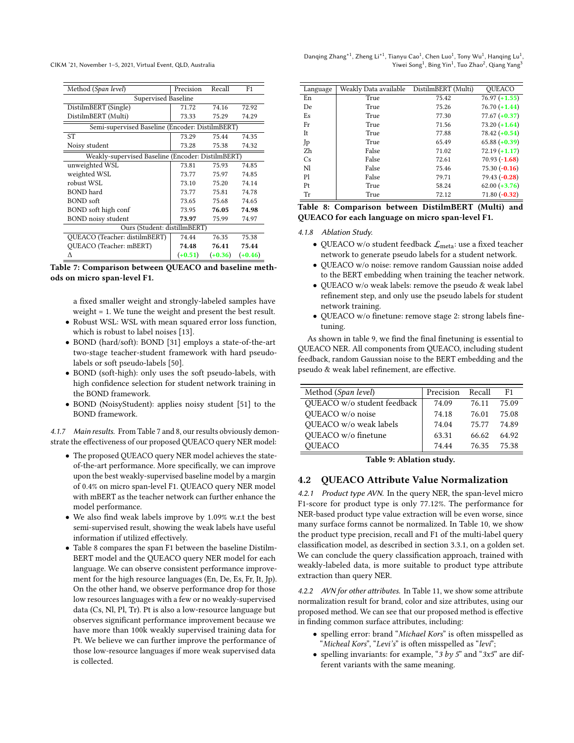| Method (*Span level*) | Precision | Recall | F1 |
|---|---|---|---|
| Supervised Baseline | | | |
| DistilmBERT (Single) | 71.72 | 74.16 | 72.92 |
| DistilmBERT (Multi) | 73.33 | 75.29 | 74.29 |
| Semi-supervised Baseline (Encoder: DistilmBERT) | | | |
| ST | 73.29 | 75.44 | 74.35 |
| Noisy student | 73.28 | 75.38 | 74.32 |
| Weakly-supervised Baseline (Encoder: DistilmBERT) | | | |
| unweighted WSL | 73.81 | 75.93 | 74.85 |
| weighted WSL | 73.77 | 75.97 | 74.85 |
| robust WSL | 73.10 | 75.20 | 74.14 |
| BOND hard | 73.77 | 75.81 | 74.78 |
| BOND soft | 73.65 | 75.68 | 74.65 |
| BOND soft high conf | 73.95 | **76.05** | **74.98** |
| BOND noisy student | **73.97** | 75.99 | 74.97 |
| Ours (Student: distillmBERT) | | | |
| QUEACO (Teacher: distilmBERT) | 74.44 | 76.35 | 75.38 |
| QUEACO (Teacher: mBERT) | **74.48** | **76.41** | **75.44** |
| Δ | (+0.51) | (+0.36) | (+0.46) |

**Table 7: Comparison between QUEACO and baseline methods on micro span-level F1.**

a fixed smaller weight and strongly-labeled samples have weight = 1. We tune the weight and present the best result.

- Robust WSL: WSL with mean squared error loss function, which is robust to label noises [13].
- BOND (hard/soft): BOND [31] employs a state-of-the-art two-stage teacher-student framework with hard pseudo-labels or soft pseudo-labels [50].
- BOND (soft-high): only uses the soft pseudo-labels, with high confidence selection for student network training in the BOND framework.
- BOND (NoisyStudent): applies noisy student [51] to the BOND framework.

*4.1.7 Main results.* From Table 7 and 8, our results obviously demonstrate the effectiveness of our proposed QUEACO query NER model:

- The proposed QUEACO query NER model achieves the state-of-the-art performance. More specifically, we can improve upon the best weakly-supervised baseline model by a margin of 0.4% on micro span-level F1. QUEACO query NER model with mBERT as the teacher network can further enhance the model performance.
- We also find weak labels improve by 1.09% w.r.t the best semi-supervised result, showing the weak labels have useful information if utilized effectively.
- Table 8 compares the span F1 between the baseline DistilmBERT model and the QUEACO query NER model for each language. We can observe consistent performance improvement for the high resource languages (En, De, Es, Fr, It, Jp). On the other hand, we observe performance drop for those low resources languages with a few or no weakly-supervised data (Cs, Nl, Pl, Tr). Pt is also a low-resource language but observes significant performance improvement because we have more than 100k weakly supervised training data for Pt. We believe we can further improve the performance of those low-resource languages if more weak supervised data is collected.

| Language | Weakly Data available | DistilmBERT (Multi) | QUEACO |
|---|---|---|---|
| En | True | 75.42 | 76.97 (+1.55) |
| De | True | 75.26 | 76.70 (+1.44) |
| Es | True | 77.30 | 77.67 (+0.37) |
| Fr | True | 71.56 | 73.20 (+1.64) |
| It | True | 77.88 | 78.42 (+0.54) |
| Jp | True | 65.49 | 65.88 (+0.39) |
| Zh | False | 71.02 | 72.19 (+1.17) |
| Cs | False | 72.61 | 70.93 (-1.68) |
| Nl | False | 75.46 | 75.30 (-0.16) |
| Pl | False | 79.71 | 79.43 (-0.28) |
| Pt | True | 58.24 | 62.00 (+3.76) |
| Tr | True | 72.12 | 71.80 (-0.32) |

**Table 8: Comparison between DistilmBERT (Multi) and QUEACO for each language on micro span-level F1.**

*4.1.8 Ablation Study.*

- QUEACO w/o student feedback $\mathcal{L}_{\text{meta}}$: use a fixed teacher network to generate pseudo labels for a student network.
- QUEACO w/o noise: remove random Gaussian noise added to the BERT embedding when training the teacher network.
- QUEACO w/o weak labels: remove the pseudo & weak label refinement step, and only use the pseudo labels for student network training.
- QUEACO w/o finetune: remove stage 2: strong labels finetuning.

As shown in table 9, we find the final finetuning is essential to QUEACO NER. All components from QUEACO, including student feedback, random Gaussian noise to the BERT embedding and the pseudo & weak label refinement, are effective.

| Method (*Span level*) | Precision | Recall | F1 |
|---|---|---|---|
| QUEACO w/o student feedback | 74.09 | 76.11 | 75.09 |
| QUEACO w/o noise | 74.18 | 76.01 | 75.08 |
| QUEACO w/o weak labels | 74.04 | 75.77 | 74.89 |
| QUEACO w/o finetune | 63.31 | 66.62 | 64.92 |
| QUEACO | 74.44 | 76.35 | 75.38 |

**Table 9: Ablation study.**

## 4.2 QUEACO Attribute Value Normalization

*4.2.1 Product type AVN.* In the query NER, the span-level micro F1-score for product type is only 77.12%. The performance for NER-based product type value extraction will be even worse, since many surface forms cannot be normalized. In Table 10, we show the product type precision, recall and F1 of the multi-label query classification model, as described in section 3.3.1, on a golden set. We can conclude the query classification approach, trained with weakly-labeled data, is more suitable to product type attribute extraction than query NER.

*4.2.2 AVN for other attributes.* In Table 11, we show some attribute normalization result for brand, color and size attributes, using our proposed method. We can see that our proposed method is effective in finding common surface attributes, including:

- spelling error: brand "*Michael Kors*" is often misspelled as "*Micheal Kors*", "*Levi's*" is often misspelled as "*levi*";
- spelling invariants: for example, "*3 by 5*" and "*3x5*" are different variants with the same meaning.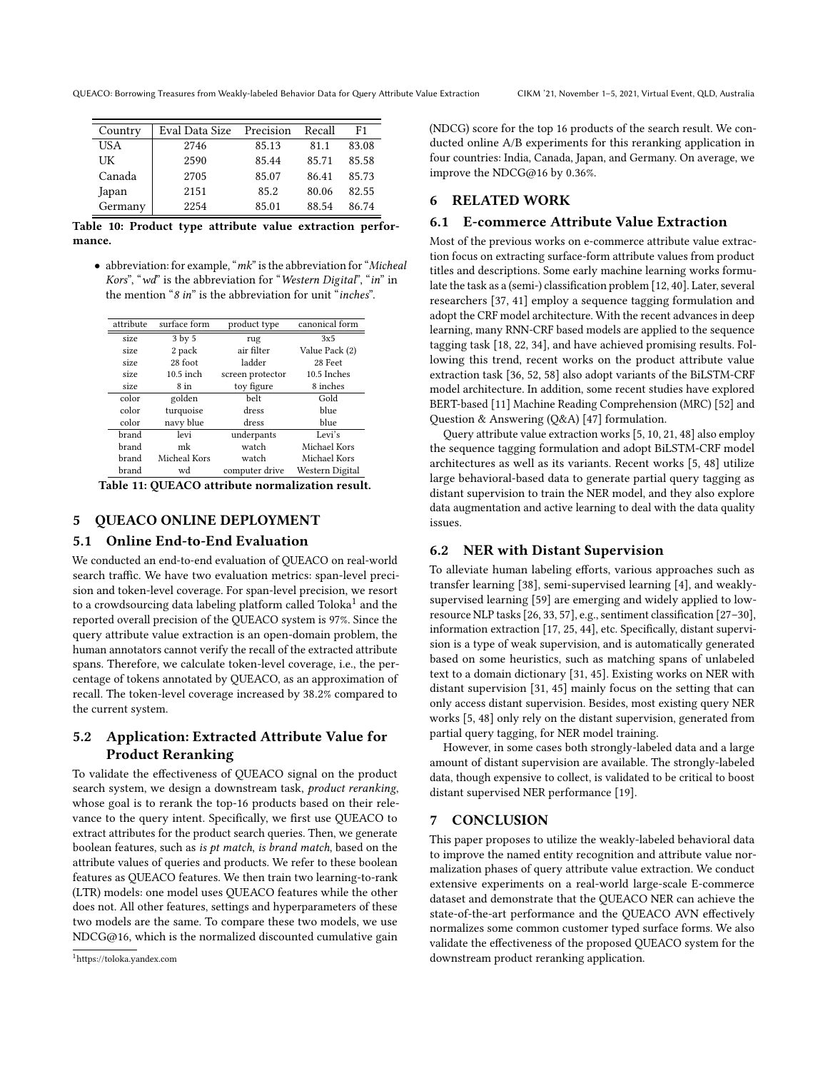| Country | Eval Data Size | Precision | Recall | F1 |
|---|---|---|---|---|
| USA | 2746 | 85.13 | 81.1 | 83.08 |
| UK | 2590 | 85.44 | 85.71 | 85.58 |
| Canada | 2705 | 85.07 | 86.41 | 85.73 |
| Japan | 2151 | 85.2 | 80.06 | 82.55 |
| Germany | 2254 | 85.01 | 88.54 | 86.74 |

**Table 10: Product type attribute value extraction performance.**

- abbreviation: for example, "*mk*" is the abbreviation for "*Micheal Kors*", "*wd*" is the abbreviation for "*Western Digital*", "*in*" in the mention "*8 in*" is the abbreviation for unit "*inches*".

| attribute | surface form | product type | canonical form |
|---|---|---|---|
| size | 3 by 5 | rug | 3x5 |
| size | 2 pack | air filter | Value Pack (2) |
| size | 28 foot | ladder | 28 Feet |
| size | 10.5 inch | screen protector | 10.5 Inches |
| size | 8 in | toy figure | 8 inches |
| color | golden | belt | Gold |
| color | turquoise | dress | blue |
| color | navy blue | dress | blue |
| brand | levi | underpants | Levi's |
| brand | mk | watch | Michael Kors |
| brand | Micheal Kors | watch | Michael Kors |
| brand | wd | computer drive | Western Digital |

**Table 11: QUEACO attribute normalization result.**

## 5 QUEACO ONLINE DEPLOYMENT

### 5.1 Online End-to-End Evaluation

We conducted an end-to-end evaluation of QUEACO on real-world search traffic. We have two evaluation metrics: span-level precision and token-level coverage. For span-level precision, we resort to a crowdsourcing data labeling platform called Toloka[1] and the reported overall precision of the QUEACO system is 97%. Since the query attribute value extraction is an open-domain problem, the human annotators cannot verify the recall of the extracted attribute spans. Therefore, we calculate token-level coverage, i.e., the percentage of tokens annotated by QUEACO, as an approximation of recall. The token-level coverage increased by 38.2% compared to the current system.

### 5.2 Application: Extracted Attribute Value for Product Reranking

To validate the effectiveness of QUEACO signal on the product search system, we design a downstream task, *product reranking*, whose goal is to rerank the top-16 products based on their relevance to the query intent. Specifically, we first use QUEACO to extract attributes for the product search queries. Then, we generate boolean features, such as *is pt match*, *is brand match*, based on the attribute values of queries and products. We refer to these boolean features as QUEACO features. We then train two learning-to-rank (LTR) models: one model uses QUEACO features while the other does not. All other features, settings and hyperparameters of these two models are the same. To compare these two models, we use NDCG@16, which is the normalized discounted cumulative gain (NDCG) score for the top 16 products of the search result. We conducted online A/B experiments for this reranking application in four countries: India, Canada, Japan, and Germany. On average, we improve the NDCG@16 by 0.36%.

[1] https://toloka.yandex.com

## 6 RELATED WORK

### 6.1 E-commerce Attribute Value Extraction

Most of the previous works on e-commerce attribute value extraction focus on extracting surface-form attribute values from product titles and descriptions. Some early machine learning works formulate the task as a (semi-) classification problem [12, 40]. Later, several researchers [37, 41] employ a sequence tagging formulation and adopt the CRF model architecture. With the recent advances in deep learning, many RNN-CRF based models are applied to the sequence tagging task [18, 22, 34], and have achieved promising results. Following this trend, recent works on the product attribute value extraction task [36, 52, 58] also adopt variants of the BiLSTM-CRF model architecture. In addition, some recent studies have explored BERT-based [11] Machine Reading Comprehension (MRC) [52] and Question & Answering (Q&A) [47] formulation.

Query attribute value extraction works [5, 10, 21, 48] also employ the sequence tagging formulation and adopt BiLSTM-CRF model architectures as well as its variants. Recent works [5, 48] utilize large behavioral-based data to generate partial query tagging as distant supervision to train the NER model, and they also explore data augmentation and active learning to deal with the data quality issues.

### 6.2 NER with Distant Supervision

To alleviate human labeling efforts, various approaches such as transfer learning [38], semi-supervised learning [4], and weakly-supervised learning [59] are emerging and widely applied to low-resource NLP tasks [26, 33, 57], e.g., sentiment classification [27–30], information extraction [17, 25, 44], etc. Specifically, distant supervision is a type of weak supervision, and is automatically generated based on some heuristics, such as matching spans of unlabeled text to a domain dictionary [31, 45]. Existing works on NER with distant supervision [31, 45] mainly focus on the setting that can only access distant supervision. Besides, most existing query NER works [5, 48] only rely on the distant supervision, generated from partial query tagging, for NER model training.

However, in some cases both strongly-labeled data and a large amount of distant supervision are available. The strongly-labeled data, though expensive to collect, is validated to be critical to boost distant supervised NER performance [19].

## 7 CONCLUSION

This paper proposes to utilize the weakly-labeled behavioral data to improve the named entity recognition and attribute value normalization phases of query attribute value extraction. We conduct extensive experiments on a real-world large-scale E-commerce dataset and demonstrate that the QUEACO NER can achieve the state-of-the-art performance and the QUEACO AVN effectively normalizes some common customer typed surface forms. We also validate the effectiveness of the proposed QUEACO system for the downstream product reranking application.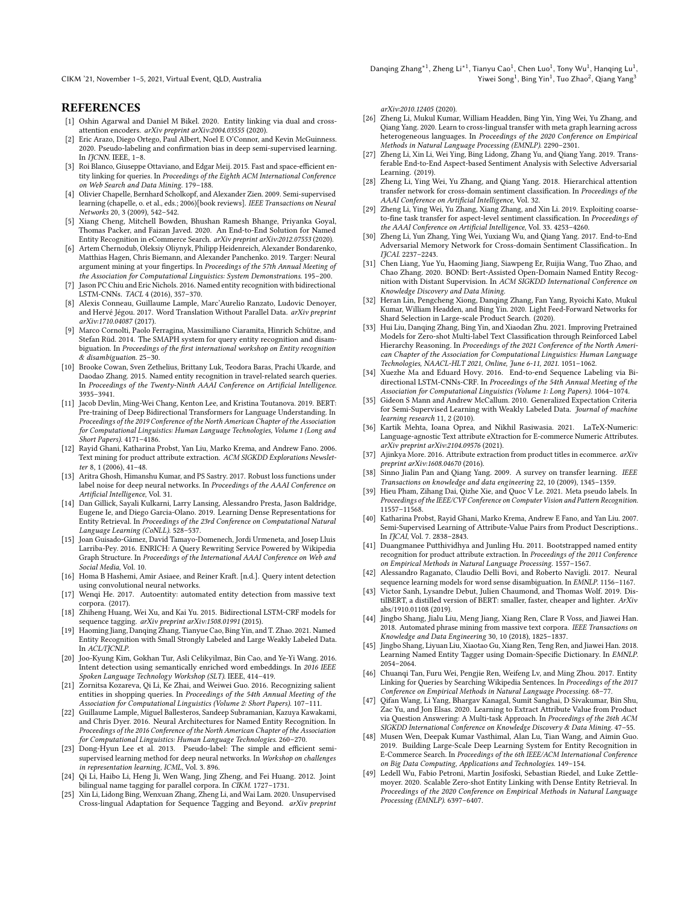## REFERENCES

[1] Oshin Agarwal and Daniel M Bikel. 2020. Entity linking via dual and cross-attention encoders. *arXiv preprint arXiv:2004.03555* (2020).

[2] Eric Arazo, Diego Ortego, Paul Albert, Noel E O'Connor, and Kevin McGuinness. 2020. Pseudo-labeling and confirmation bias in deep semi-supervised learning. In *IJCNN*. IEEE, 1–8.

[3] Roi Blanco, Giuseppe Ottaviano, and Edgar Meij. 2015. Fast and space-efficient entity linking for queries. In *Proceedings of the Eighth ACM International Conference on Web Search and Data Mining*. 179–188.

[4] Olivier Chapelle, Bernhard Scholkopf, and Alexander Zien. 2009. Semi-supervised learning (chapelle, o. et al., eds.; 2006)[book reviews]. *IEEE Transactions on Neural Networks* 20, 3 (2009), 542–542.

[5] Xiang Cheng, Mitchell Bowden, Bhushan Ramesh Bhange, Priyanka Goyal, Thomas Packer, and Faizan Javed. 2020. An End-to-End Solution for Named Entity Recognition in eCommerce Search. *arXiv preprint arXiv:2012.07553* (2020).

[6] Artem Chernodub, Oleksiy Oliynyk, Philipp Heidenreich, Alexander Bondarenko, Matthias Hagen, Chris Biemann, and Alexander Panchenko. 2019. Targer: Neural argument mining at your fingertips. In *Proceedings of the 57th Annual Meeting of the Association for Computational Linguistics: System Demonstrations*. 195–200.

[7] Jason PC Chiu and Eric Nichols. 2016. Named entity recognition with bidirectional LSTM-CNNs. *TACL* 4 (2016), 357–370.

[8] Alexis Conneau, Guillaume Lample, Marc'Aurelio Ranzato, Ludovic Denoyer, and Hervé Jégou. 2017. Word Translation Without Parallel Data. *arXiv preprint arXiv:1710.04087* (2017).

[9] Marco Cornolti, Paolo Ferragina, Massimiliano Ciaramita, Hinrich Schütze, and Stefan Rüd. 2014. The SMAPH system for query entity recognition and disambiguation. In *Proceedings of the first international workshop on Entity recognition & disambiguation*. 25–30.

[10] Brooke Cowan, Sven Zethelius, Brittany Luk, Teodora Baras, Prachi Ukarde, and Daodao Zhang. 2015. Named entity recognition in travel-related search queries. In *Proceedings of the Twenty-Ninth AAAI Conference on Artificial Intelligence*. 3935–3941.

[11] Jacob Devlin, Ming-Wei Chang, Kenton Lee, and Kristina Toutanova. 2019. BERT: Pre-training of Deep Bidirectional Transformers for Language Understanding. In *Proceedings of the 2019 Conference of the North American Chapter of the Association for Computational Linguistics: Human Language Technologies, Volume 1 (Long and Short Papers)*. 4171–4186.

[12] Rayid Ghani, Katharina Probst, Yan Liu, Marko Krema, and Andrew Fano. 2006. Text mining for product attribute extraction. *ACM SIGKDD Explorations Newsletter* 8, 1 (2006), 41–48.

[13] Aritra Ghosh, Himanshu Kumar, and PS Sastry. 2017. Robust loss functions under label noise for deep neural networks. In *Proceedings of the AAAI Conference on Artificial Intelligence*, Vol. 31.

[14] Dan Gillick, Sayali Kulkarni, Larry Lansing, Alessandro Presta, Jason Baldridge, Eugene Ie, and Diego Garcia-Olano. 2019. Learning Dense Representations for Entity Retrieval. In *Proceedings of the 23rd Conference on Computational Natural Language Learning (CoNLL)*. 528–537.

[15] Joan Guisado-Gámez, David Tamayo-Domenech, Jordi Urmeneta, and Josep Lluis Larriba-Pey. 2016. ENRICH: A Query Rewriting Service Powered by Wikipedia Graph Structure. In *Proceedings of the International AAAI Conference on Web and Social Media*, Vol. 10.

[16] Homa B Hashemi, Amir Asiaee, and Reiner Kraft. [n.d.]. Query intent detection using convolutional neural networks.

[17] Wenqi He. 2017. Autoentity: automated entity detection from massive text corpora. (2017).

[18] Zhiheng Huang, Wei Xu, and Kai Yu. 2015. Bidirectional LSTM-CRF models for sequence tagging. *arXiv preprint arXiv:1508.01991* (2015).

[19] Haoming Jiang, Danqing Zhang, Tianyue Cao, Bing Yin, and T. Zhao. 2021. Named Entity Recognition with Small Strongly Labeled and Large Weakly Labeled Data. In *ACL/IJCNLP*.

[20] Joo-Kyung Kim, Gokhan Tur, Asli Celikyilmaz, Bin Cao, and Ye-Yi Wang. 2016. Intent detection using semantically enriched word embeddings. In *2016 IEEE Spoken Language Technology Workshop (SLT)*. IEEE, 414–419.

[21] Zornitsa Kozareva, Qi Li, Ke Zhai, and Weiwei Guo. 2016. Recognizing salient entities in shopping queries. In *Proceedings of the 54th Annual Meeting of the Association for Computational Linguistics (Volume 2: Short Papers)*. 107–111.

[22] Guillaume Lample, Miguel Ballesteros, Sandeep Subramanian, Kazuya Kawakami, and Chris Dyer. 2016. Neural Architectures for Named Entity Recognition. In *Proceedings of the 2016 Conference of the North American Chapter of the Association for Computational Linguistics: Human Language Technologies*. 260–270.

[23] Dong-Hyun Lee et al. 2013. Pseudo-label: The simple and efficient semi-supervised learning method for deep neural networks. In *Workshop on challenges in representation learning, ICML*, Vol. 3. 896.

[24] Qi Li, Haibo Li, Heng Ji, Wen Wang, Jing Zheng, and Fei Huang. 2012. Joint bilingual name tagging for parallel corpora. In *CIKM*. 1727–1731.

[25] Xin Li, Lidong Bing, Wenxuan Zhang, Zheng Li, and Wai Lam. 2020. Unsupervised Cross-lingual Adaptation for Sequence Tagging and Beyond. *arXiv preprint arXiv:2010.12405* (2020).

[26] Zheng Li, Mukul Kumar, William Headden, Bing Yin, Ying Wei, Yu Zhang, and Qiang Yang. 2020. Learn to cross-lingual transfer with meta graph learning across heterogeneous languages. In *Proceedings of the 2020 Conference on Empirical Methods in Natural Language Processing (EMNLP)*. 2290–2301.

[27] Zheng Li, Xin Li, Wei Ying, Bing Lidong, Zhang Yu, and Qiang Yang. 2019. Transferable End-to-End Aspect-based Sentiment Analysis with Selective Adversarial Learning. (2019).

[28] Zheng Li, Ying Wei, Yu Zhang, and Qiang Yang. 2018. Hierarchical attention transfer network for cross-domain sentiment classification. In *Proceedings of the AAAI Conference on Artificial Intelligence*, Vol. 32.

[29] Zheng Li, Ying Wei, Yu Zhang, Xiang Zhang, and Xin Li. 2019. Exploiting coarse-to-fine task transfer for aspect-level sentiment classification. In *Proceedings of the AAAI Conference on Artificial Intelligence*, Vol. 33. 4253–4260.

[30] Zheng Li, Yun Zhang, Ying Wei, Yuxiang Wu, and Qiang Yang. 2017. End-to-End Adversarial Memory Network for Cross-domain Sentiment Classification.. In *IJCAI*. 2237–2243.

[31] Chen Liang, Yue Yu, Haoming Jiang, Siawpeng Er, Ruijia Wang, Tuo Zhao, and Chao Zhang. 2020. BOND: Bert-Assisted Open-Domain Named Entity Recognition with Distant Supervision. In *ACM SIGKDD International Conference on Knowledge Discovery and Data Mining*.

[32] Heran Lin, Pengcheng Xiong, Danqing Zhang, Fan Yang, Ryoichi Kato, Mukul Kumar, William Headden, and Bing Yin. 2020. Light Feed-Forward Networks for Shard Selection in Large-scale Product Search. (2020).

[33] Hui Liu, Danqing Zhang, Bing Yin, and Xiaodan Zhu. 2021. Improving Pretrained Models for Zero-shot Multi-label Text Classification through Reinforced Label Hierarchy Reasoning. In *Proceedings of the 2021 Conference of the North American Chapter of the Association for Computational Linguistics: Human Language Technologies, NAACL-HLT 2021, Online, June 6-11, 2021*. 1051–1062.

[34] Xuezhe Ma and Eduard Hovy. 2016. End-to-end Sequence Labeling via Bi-directional LSTM-CNNs-CRF. In *Proceedings of the 54th Annual Meeting of the Association for Computational Linguistics (Volume 1: Long Papers)*. 1064–1074.

[35] Gideon S Mann and Andrew McCallum. 2010. Generalized Expectation Criteria for Semi-Supervised Learning with Weakly Labeled Data. *Journal of machine learning research* 11, 2 (2010).

[36] Kartik Mehta, Ioana Oprea, and Nikhil Rasiwasia. 2021. LaTeX-Numeric: Language-agnostic Text attribute eXtraction for E-commerce Numeric Attributes. *arXiv preprint arXiv:2104.09576* (2021).

[37] Ajinkya More. 2016. Attribute extraction from product titles in ecommerce. *arXiv preprint arXiv:1608.04670* (2016).

[38] Sinno Jialin Pan and Qiang Yang. 2009. A survey on transfer learning. *IEEE Transactions on knowledge and data engineering* 22, 10 (2009), 1345–1359.

[39] Hieu Pham, Zihang Dai, Qizhe Xie, and Quoc V Le. 2021. Meta pseudo labels. In *Proceedings of the IEEE/CVF Conference on Computer Vision and Pattern Recognition*. 11557–11568.

[40] Katharina Probst, Rayid Ghani, Marko Krema, Andrew E Fano, and Yan Liu. 2007. Semi-Supervised Learning of Attribute-Value Pairs from Product Descriptions.. In *IJCAI*, Vol. 7. 2838–2843.

[41] Duangmanee Putthividhya and Junling Hu. 2011. Bootstrapped named entity recognition for product attribute extraction. In *Proceedings of the 2011 Conference on Empirical Methods in Natural Language Processing*. 1557–1567.

[42] Alessandro Raganato, Claudio Delli Bovi, and Roberto Navigli. 2017. Neural sequence learning models for word sense disambiguation. In *EMNLP*. 1156–1167.

[43] Victor Sanh, Lysandre Debut, Julien Chaumond, and Thomas Wolf. 2019. DistilBERT, a distilled version of BERT: smaller, faster, cheaper and lighter. *ArXiv* abs/1910.01108 (2019).

[44] Jingbo Shang, Jialu Liu, Meng Jiang, Xiang Ren, Clare R Voss, and Jiawei Han. 2018. Automated phrase mining from massive text corpora. *IEEE Transactions on Knowledge and Data Engineering* 30, 10 (2018), 1825–1837.

[45] Jingbo Shang, Liyuan Liu, Xiaotao Gu, Xiang Ren, Teng Ren, and Jiawei Han. 2018. Learning Named Entity Tagger using Domain-Specific Dictionary. In *EMNLP*. 2054–2064.

[46] Chuanqi Tan, Furu Wei, Pengjie Ren, Weifeng Lv, and Ming Zhou. 2017. Entity Linking for Queries by Searching Wikipedia Sentences. In *Proceedings of the 2017 Conference on Empirical Methods in Natural Language Processing*. 68–77.

[47] Qifan Wang, Li Yang, Bhargav Kanagal, Sumit Sanghai, D Sivakumar, Bin Shu, Zac Yu, and Jon Elsas. 2020. Learning to Extract Attribute Value from Product via Question Answering: A Multi-task Approach. In *Proceedings of the 26th ACM SIGKDD International Conference on Knowledge Discovery & Data Mining*. 47–55.

[48] Musen Wen, Deepak Kumar Vasthimal, Alan Lu, Tian Wang, and Aimin Guo. 2019. Building Large-Scale Deep Learning System for Entity Recognition in E-Commerce Search. In *Proceedings of the 6th IEEE/ACM International Conference on Big Data Computing, Applications and Technologies*. 149–154.

[49] Ledell Wu, Fabio Petroni, Martin Josifoski, Sebastian Riedel, and Luke Zettlemoyer. 2020. Scalable Zero-shot Entity Linking with Dense Entity Retrieval. In *Proceedings of the 2020 Conference on Empirical Methods in Natural Language Processing (EMNLP)*. 6397–6407.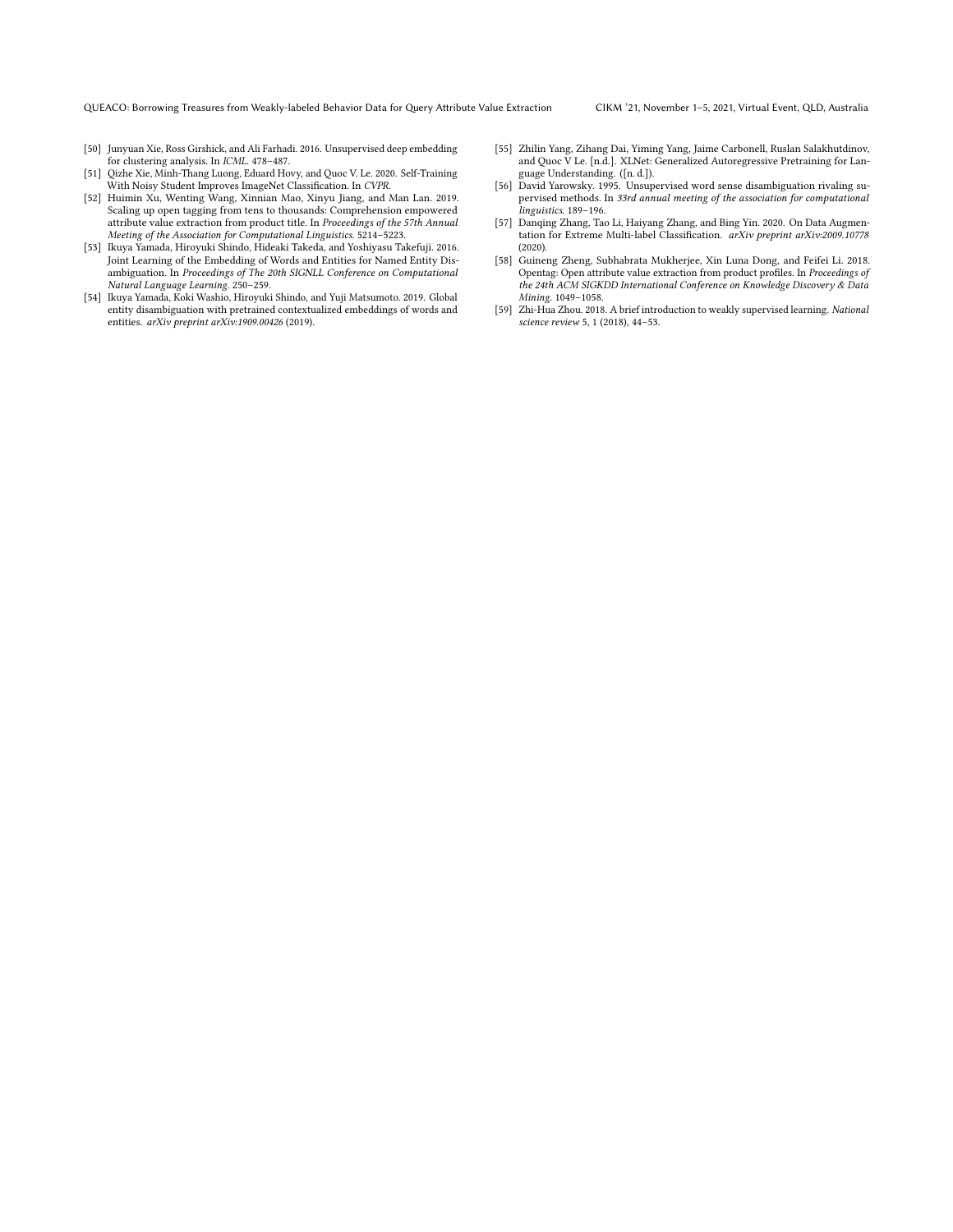- [50] Junyuan Xie, Ross Girshick, and Ali Farhadi. 2016. Unsupervised deep embedding for clustering analysis. In *ICML*. 478–487.
- [51] Qizhe Xie, Minh-Thang Luong, Eduard Hovy, and Quoc V. Le. 2020. Self-Training With Noisy Student Improves ImageNet Classification. In *CVPR*.
- [52] Huimin Xu, Wenting Wang, Xinnian Mao, Xinyu Jiang, and Man Lan. 2019. Scaling up open tagging from tens to thousands: Comprehension empowered attribute value extraction from product title. In *Proceedings of the 57th Annual Meeting of the Association for Computational Linguistics*. 5214–5223.
- [53] Ikuya Yamada, Hiroyuki Shindo, Hideaki Takeda, and Yoshiyasu Takefuji. 2016. Joint Learning of the Embedding of Words and Entities for Named Entity Disambiguation. In *Proceedings of The 20th SIGNLL Conference on Computational Natural Language Learning*. 250–259.
- [54] Ikuya Yamada, Koki Washio, Hiroyuki Shindo, and Yuji Matsumoto. 2019. Global entity disambiguation with pretrained contextualized embeddings of words and entities. *arXiv preprint arXiv:1909.00426* (2019).
- [55] Zhilin Yang, Zihang Dai, Yiming Yang, Jaime Carbonell, Ruslan Salakhutdinov, and Quoc V Le. [n.d.]. XLNet: Generalized Autoregressive Pretraining for Language Understanding. ([n. d.]).
- [56] David Yarowsky. 1995. Unsupervised word sense disambiguation rivaling supervised methods. In *33rd annual meeting of the association for computational linguistics*. 189–196.
- [57] Danqing Zhang, Tao Li, Haiyang Zhang, and Bing Yin. 2020. On Data Augmentation for Extreme Multi-label Classification. *arXiv preprint arXiv:2009.10778* (2020).
- [58] Guineng Zheng, Subhabrata Mukherjee, Xin Luna Dong, and Feifei Li. 2018. Opentag: Open attribute value extraction from product profiles. In *Proceedings of the 24th ACM SIGKDD International Conference on Knowledge Discovery & Data Mining*. 1049–1058.
- [59] Zhi-Hua Zhou. 2018. A brief introduction to weakly supervised learning. *National science review* 5, 1 (2018), 44–53.